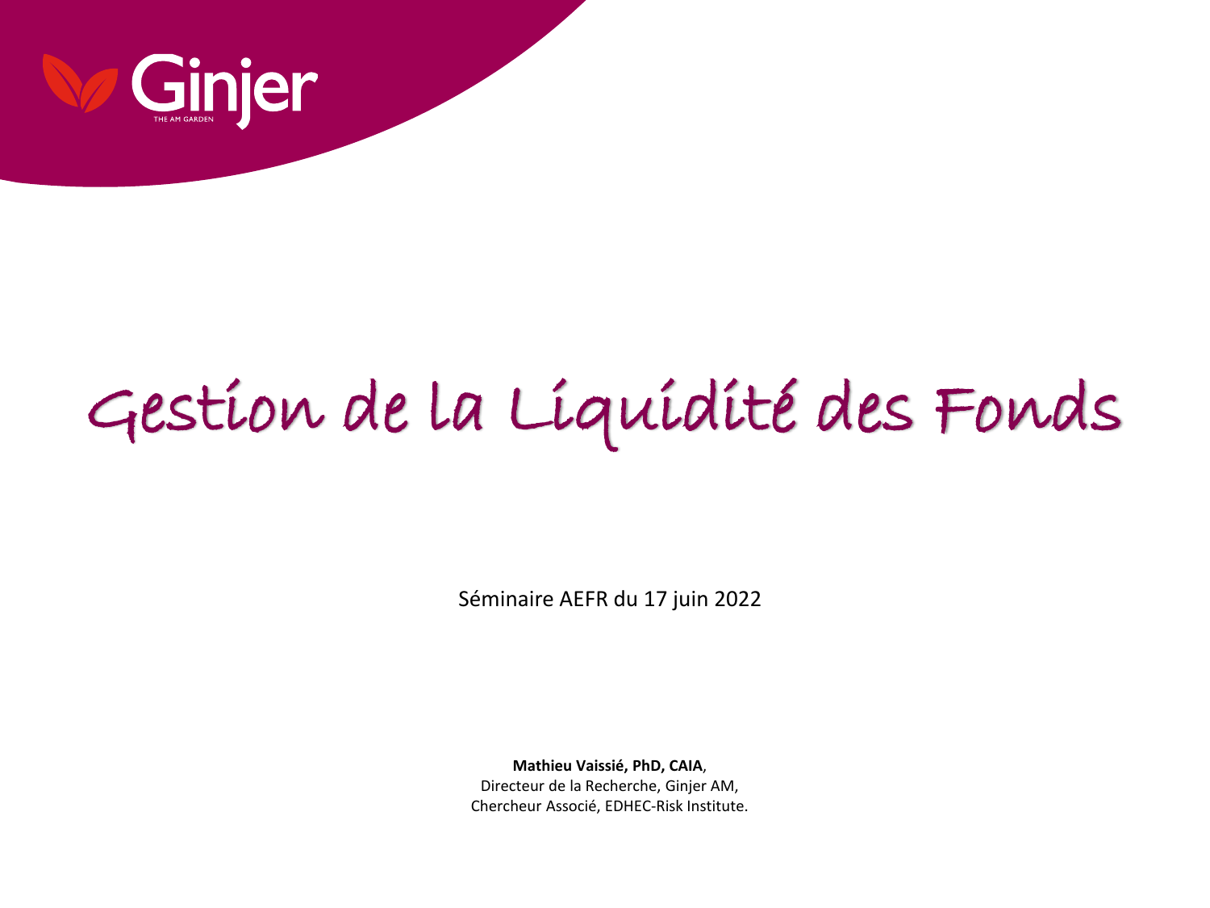Ginjer

THE AM GARDEN

# Gestion de la Liquidité des Fonds

Séminaire AEFR du 17 juin 2022

**Mathieu Vaissié, PhD, CAIA**,
Directeur de la Recherche, Ginjer AM,
Chercheur Associé, EDHEC-Risk Institute.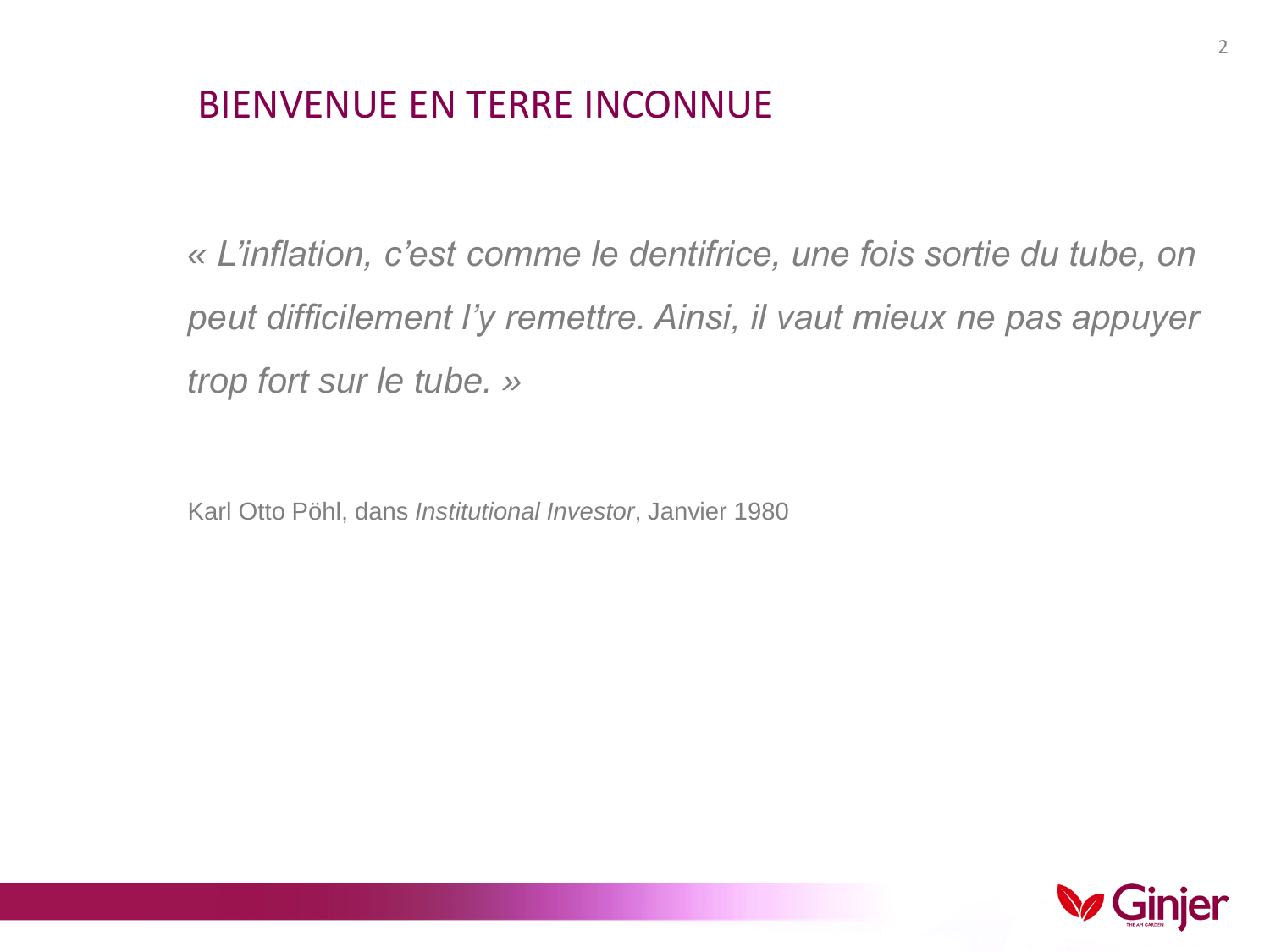## BIENVENUE EN TERRE INCONNUE

*« L'inflation, c'est comme le dentifrice, une fois sortie du tube, on peut difficilement l'y remettre. Ainsi, il vaut mieux ne pas appuyer trop fort sur le tube. »*

Karl Otto Pöhl, dans *Institutional Investor*, Janvier 1980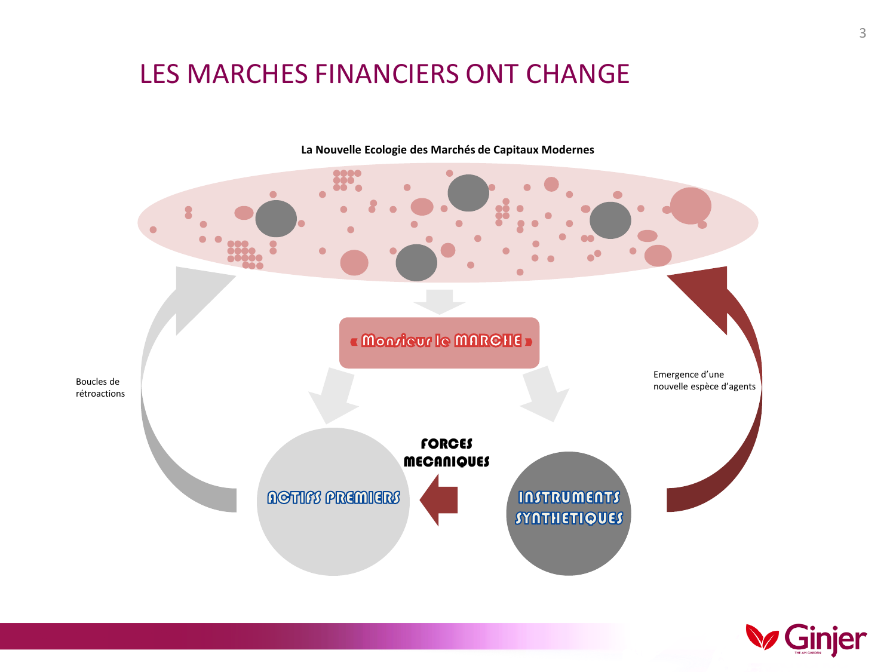# LES MARCHES FINANCIERS ONT CHANGE

**La Nouvelle Ecologie des Marchés de Capitaux Modernes**

« Monsieur le MARCHE »

Boucles de rétroactions

Emergence d'une nouvelle espèce d'agents

FORCES MECANIQUES

ACTIFS PREMIERS

INSTRUMENTS SYNTHETIQUES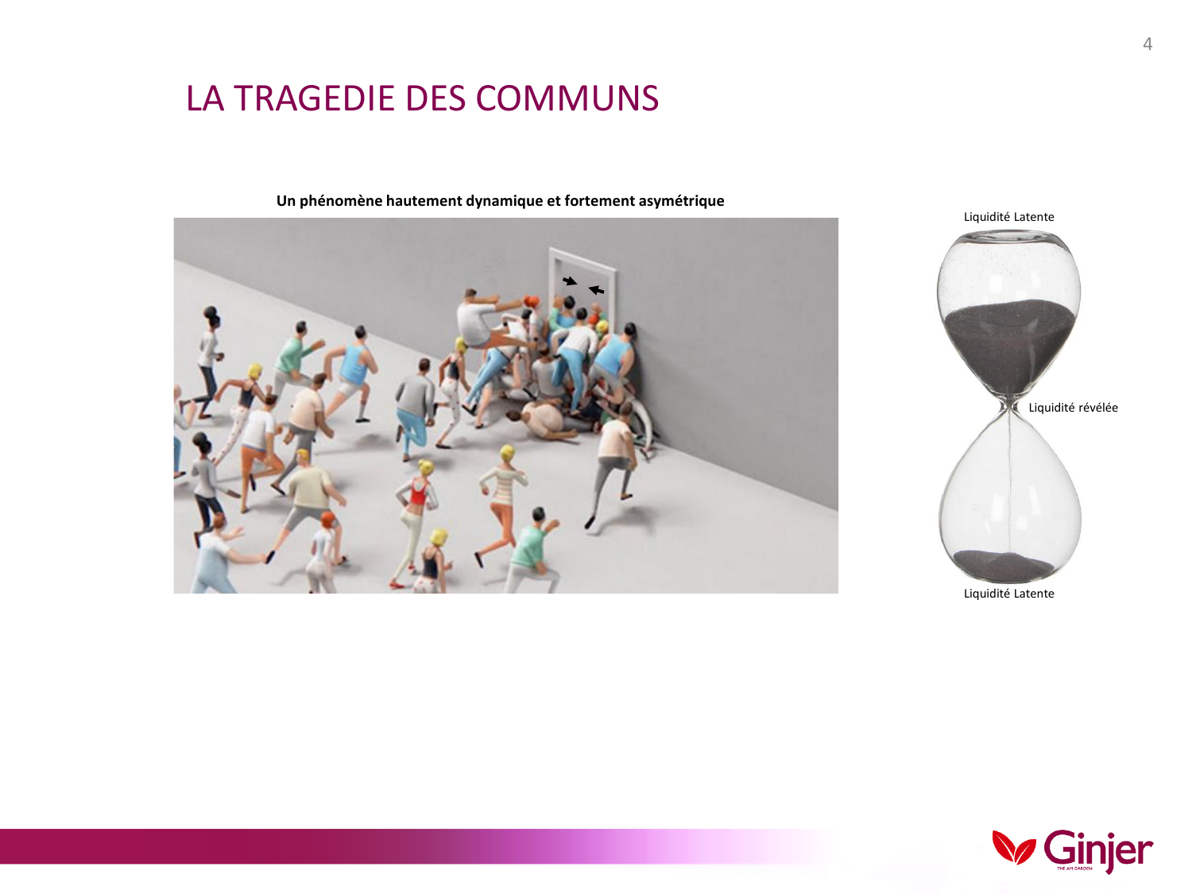# LA TRAGEDIE DES COMMUNS

**Un phénomène hautement dynamique et fortement asymétrique**

Liquidité Latente

Liquidité révélée

Liquidité Latente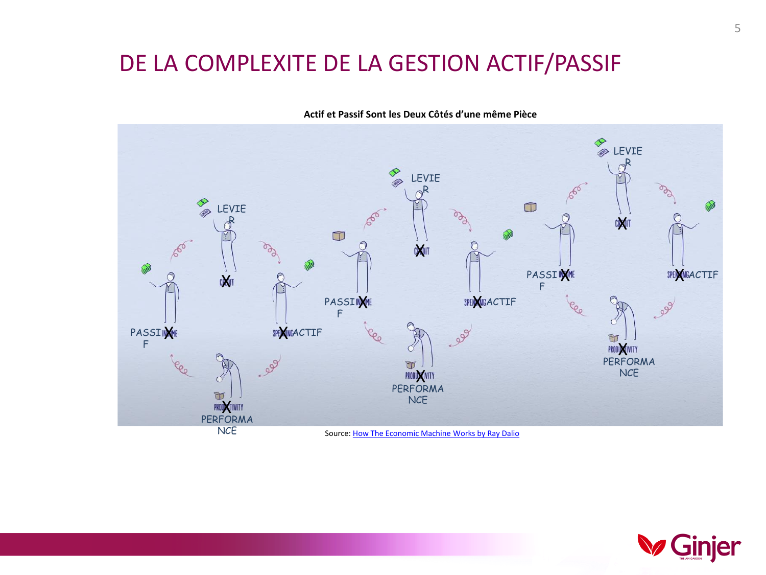# DE LA COMPLEXITE DE LA GESTION ACTIF/PASSIF

**Actif et Passif Sont les Deux Côtés d'une même Pièce**

LEVIER

PASSIF

ACTIF

PERFORMANCE

LEVIER

PASSIF

ACTIF

PERFORMANCE

LEVIER

PASSIF

ACTIF

PERFORMANCE

Source: [How The Economic Machine Works by Ray Dalio]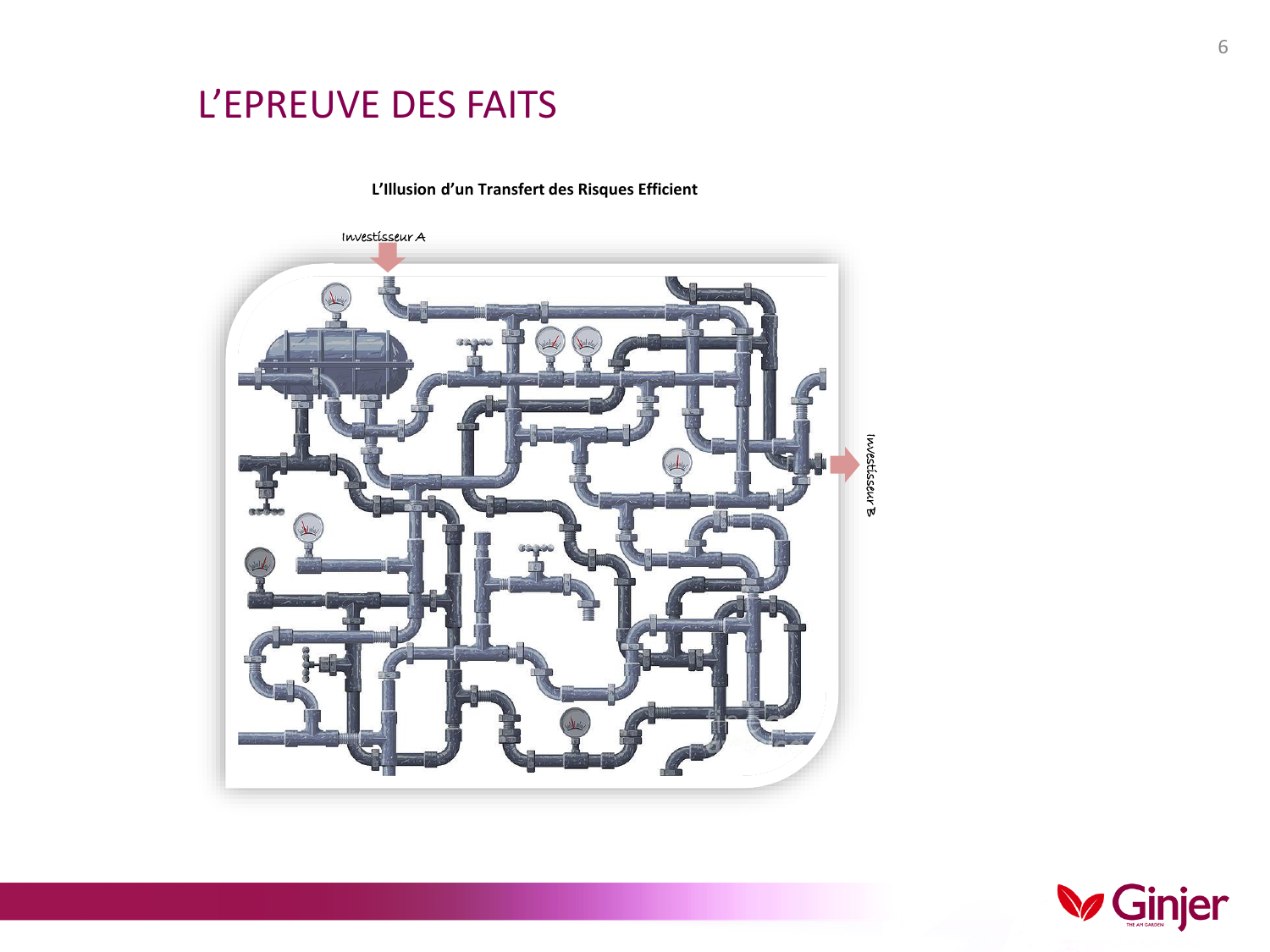# L'EPREUVE DES FAITS

**L'Illusion d'un Transfert des Risques Efficient**

Investisseur A

Investisseur B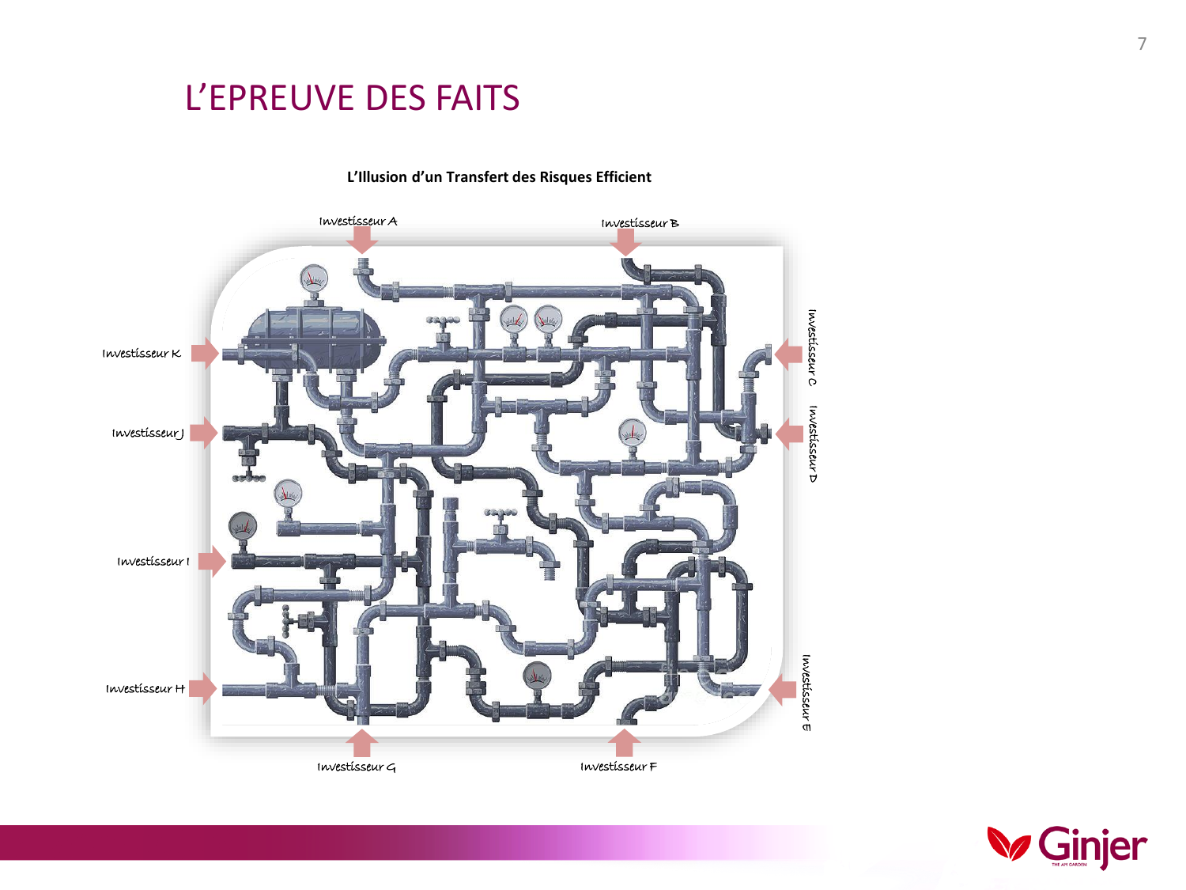# L'EPREUVE DES FAITS

**L'Illusion d'un Transfert des Risques Efficient**

Investisseur A

Investisseur B

Investisseur C

Investisseur D

Investisseur E

Investisseur F

Investisseur G

Investisseur H

Investisseur I

Investisseur J

Investisseur K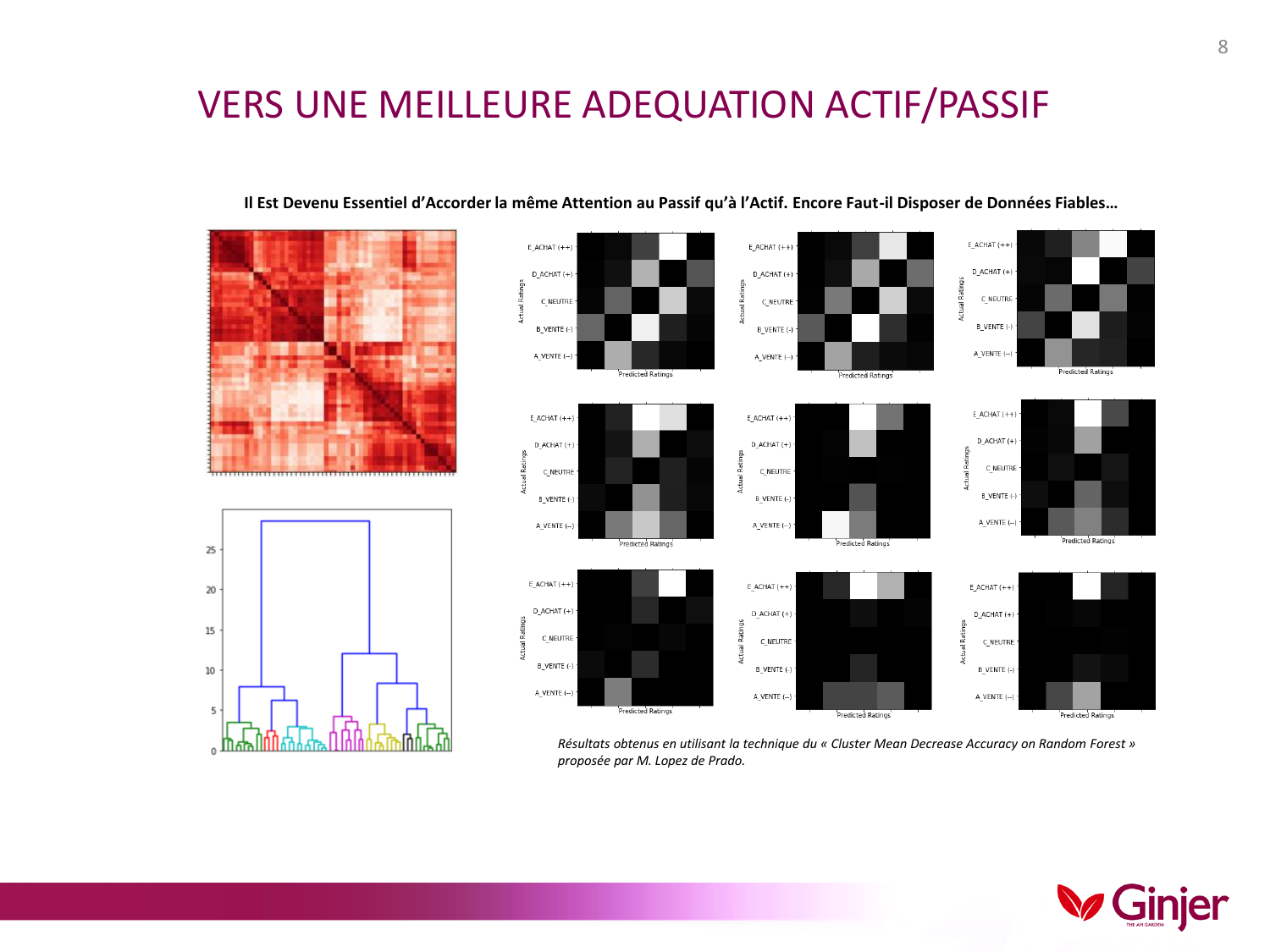# VERS UNE MEILLEURE ADEQUATION ACTIF/PASSIF

**Il Est Devenu Essentiel d'Accorder la même Attention au Passif qu'à l'Actif. Encore Faut-il Disposer de Données Fiables…**

*Résultats obtenus en utilisant la technique du « Cluster Mean Decrease Accuracy on Random Forest » proposée par M. Lopez de Prado.*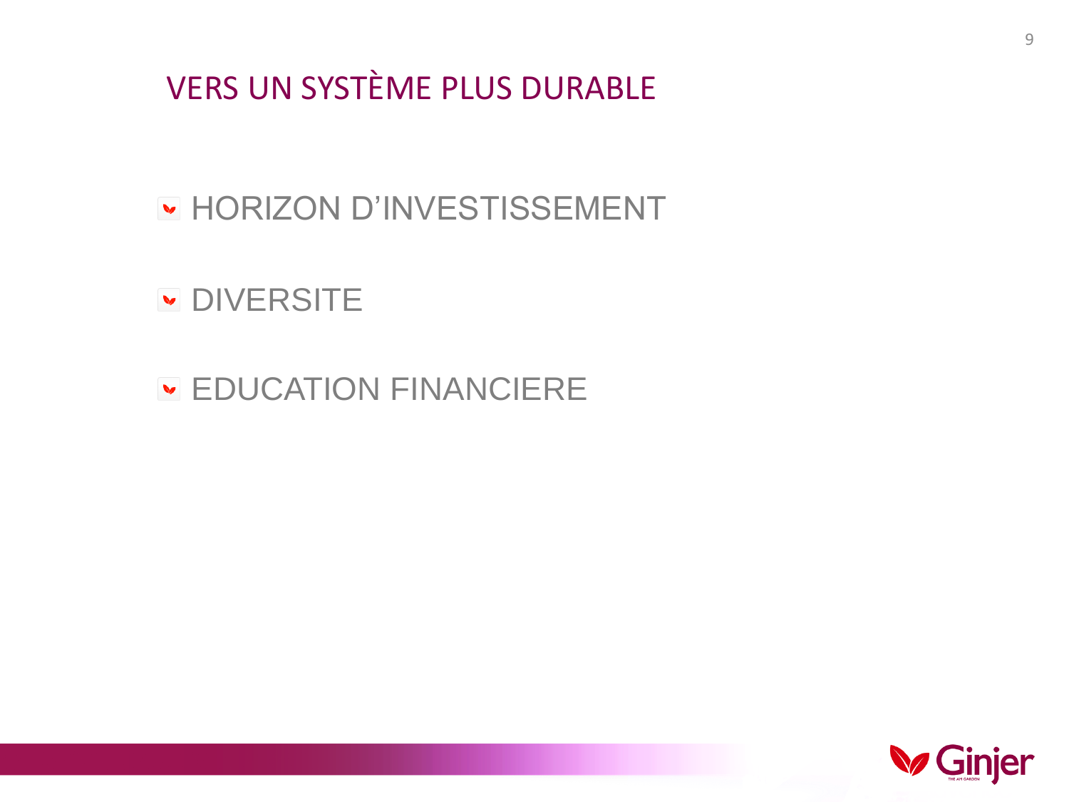# VERS UN SYSTÈME PLUS DURABLE

- HORIZON D'INVESTISSEMENT
- DIVERSITE
- EDUCATION FINANCIERE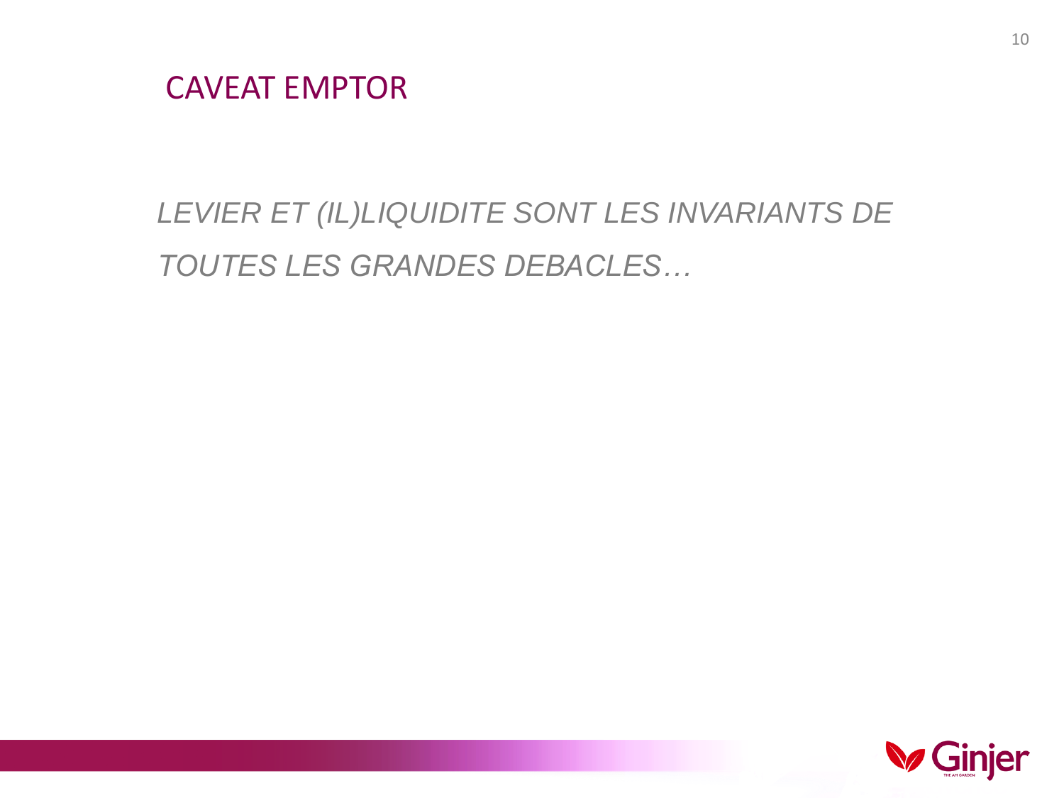## CAVEAT EMPTOR

*LEVIER ET (IL)LIQUIDITE SONT LES INVARIANTS DE TOUTES LES GRANDES DEBACLES…*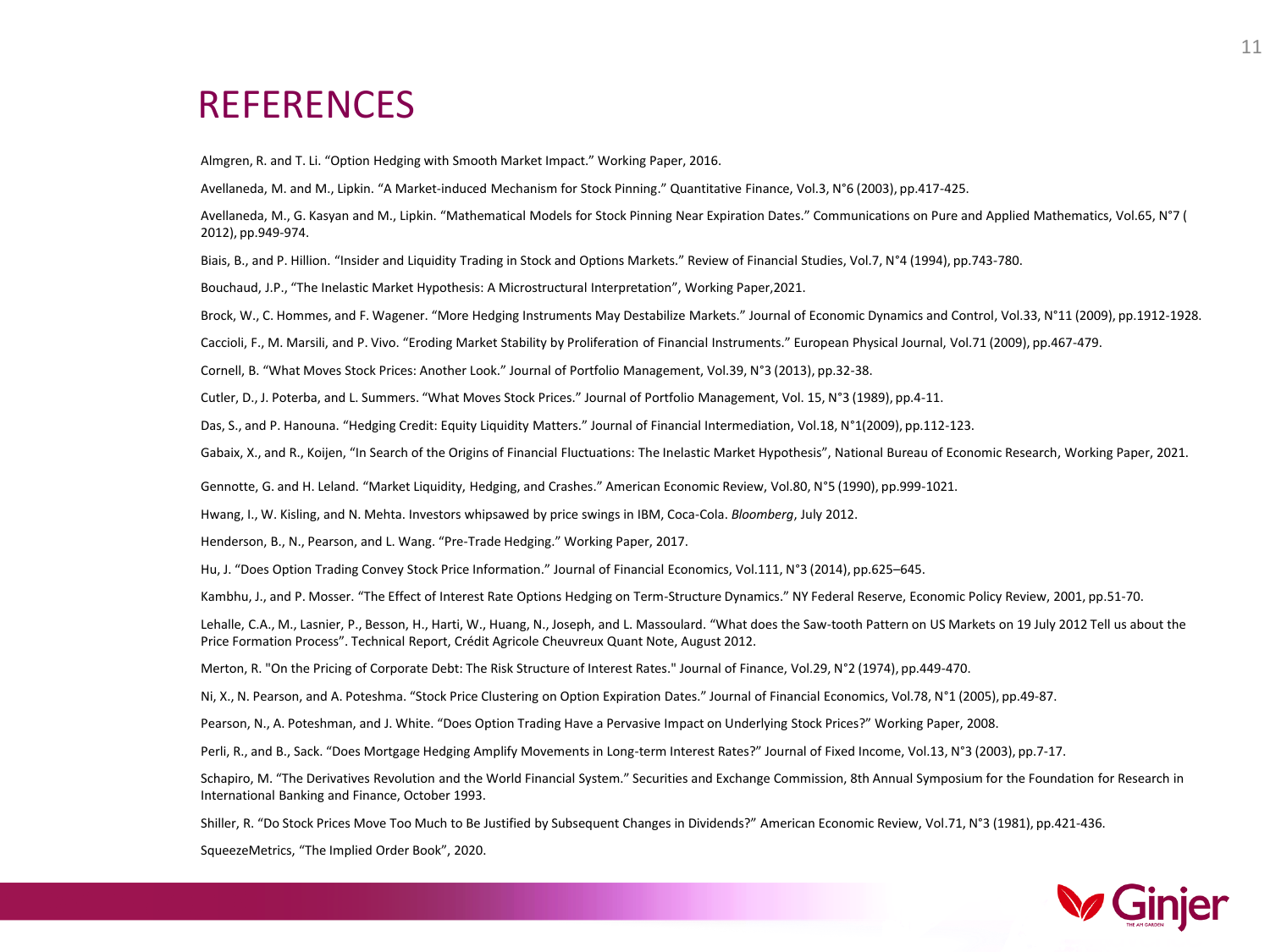# REFERENCES

Almgren, R. and T. Li. “Option Hedging with Smooth Market Impact.” Working Paper, 2016.

Avellaneda, M. and M., Lipkin. “A Market-induced Mechanism for Stock Pinning.” Quantitative Finance, Vol.3, N°6 (2003), pp.417-425.

Avellaneda, M., G. Kasyan and M., Lipkin. “Mathematical Models for Stock Pinning Near Expiration Dates.” Communications on Pure and Applied Mathematics, Vol.65, N°7 ( 2012), pp.949-974.

Biais, B., and P. Hillion. “Insider and Liquidity Trading in Stock and Options Markets.” Review of Financial Studies, Vol.7, N°4 (1994), pp.743-780.

Bouchaud, J.P., “The Inelastic Market Hypothesis: A Microstructural Interpretation”, Working Paper,2021.

Brock, W., C. Hommes, and F. Wagener. “More Hedging Instruments May Destabilize Markets.” Journal of Economic Dynamics and Control, Vol.33, N°11 (2009), pp.1912-1928.

Caccioli, F., M. Marsili, and P. Vivo. “Eroding Market Stability by Proliferation of Financial Instruments.” European Physical Journal, Vol.71 (2009), pp.467-479.

Cornell, B. “What Moves Stock Prices: Another Look.” Journal of Portfolio Management, Vol.39, N°3 (2013), pp.32-38.

Cutler, D., J. Poterba, and L. Summers. “What Moves Stock Prices.” Journal of Portfolio Management, Vol. 15, N°3 (1989), pp.4-11.

Das, S., and P. Hanouna. “Hedging Credit: Equity Liquidity Matters.” Journal of Financial Intermediation, Vol.18, N°1(2009), pp.112-123.

Gabaix, X., and R., Koijen, “In Search of the Origins of Financial Fluctuations: The Inelastic Market Hypothesis”, National Bureau of Economic Research, Working Paper, 2021.

Gennotte, G. and H. Leland. “Market Liquidity, Hedging, and Crashes.” American Economic Review, Vol.80, N°5 (1990), pp.999-1021.

Hwang, I., W. Kisling, and N. Mehta. Investors whipsawed by price swings in IBM, Coca-Cola. *Bloomberg*, July 2012.

Henderson, B., N., Pearson, and L. Wang. “Pre-Trade Hedging.” Working Paper, 2017.

Hu, J. “Does Option Trading Convey Stock Price Information.” Journal of Financial Economics, Vol.111, N°3 (2014), pp.625–645.

Kambhu, J., and P. Mosser. “The Effect of Interest Rate Options Hedging on Term-Structure Dynamics.” NY Federal Reserve, Economic Policy Review, 2001, pp.51-70.

Lehalle, C.A., M., Lasnier, P., Besson, H., Harti, W., Huang, N., Joseph, and L. Massoulard. “What does the Saw-tooth Pattern on US Markets on 19 July 2012 Tell us about the Price Formation Process”. Technical Report, Crédit Agricole Cheuvreux Quant Note, August 2012.

Merton, R. "On the Pricing of Corporate Debt: The Risk Structure of Interest Rates." Journal of Finance, Vol.29, N°2 (1974), pp.449-470.

Ni, X., N. Pearson, and A. Poteshma. “Stock Price Clustering on Option Expiration Dates.” Journal of Financial Economics, Vol.78, N°1 (2005), pp.49-87.

Pearson, N., A. Poteshman, and J. White. “Does Option Trading Have a Pervasive Impact on Underlying Stock Prices?” Working Paper, 2008.

Perli, R., and B., Sack. “Does Mortgage Hedging Amplify Movements in Long-term Interest Rates?” Journal of Fixed Income, Vol.13, N°3 (2003), pp.7-17.

Schapiro, M. “The Derivatives Revolution and the World Financial System.” Securities and Exchange Commission, 8th Annual Symposium for the Foundation for Research in International Banking and Finance, October 1993.

Shiller, R. “Do Stock Prices Move Too Much to Be Justified by Subsequent Changes in Dividends?” American Economic Review, Vol.71, N°3 (1981), pp.421-436.

SqueezeMetrics, “The Implied Order Book”, 2020.